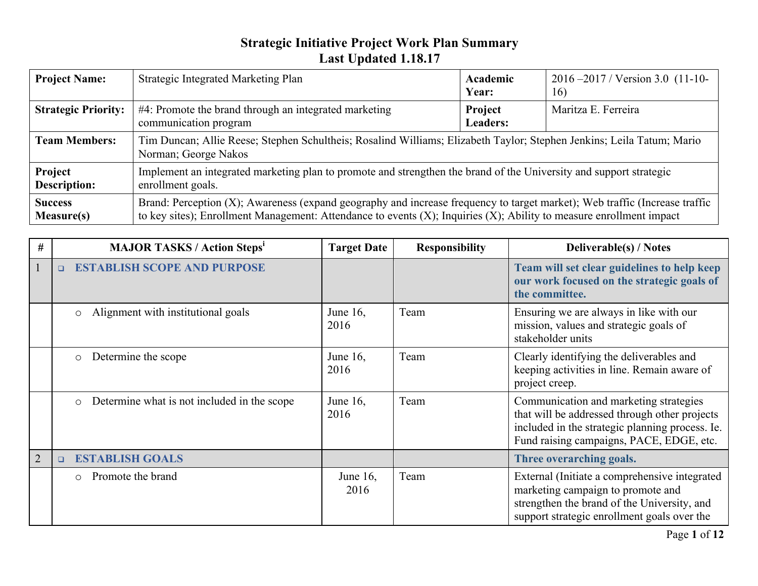# Strategic Initiative Project Work Plan Summary
## Last Updated 1.18.17

| **Project Name:** | Strategic Integrated Marketing Plan | **Academic Year:** | 2016 –2017 / Version 3.0 (11-10-16) |
|---|---|---|---|
| **Strategic Priority:** | #4: Promote the brand through an integrated marketing communication program | **Project Leaders:** | Maritza E. Ferreira |
| **Team Members:** | Tim Duncan; Allie Reese; Stephen Schultheis; Rosalind Williams; Elizabeth Taylor; Stephen Jenkins; Leila Tatum; Mario Norman; George Nakos | | |
| **Project Description:** | Implement an integrated marketing plan to promote and strengthen the brand of the University and support strategic enrollment goals. | | |
| **Success Measure(s)** | Brand: Perception (X); Awareness (expand geography and increase frequency to target market); Web traffic (Increase traffic to key sites); Enrollment Management: Attendance to events (X); Inquiries (X); Ability to measure enrollment impact | | |

| # | MAJOR TASKS / Action Steps[i] | Target Date | Responsibility | Deliverable(s) / Notes |
|---|---|---|---|---|
| 1 | ❑ **ESTABLISH SCOPE AND PURPOSE** | | | **Team will set clear guidelines to help keep our work focused on the strategic goals of the committee.** |
| | ○ Alignment with institutional goals | June 16, 2016 | Team | Ensuring we are always in like with our mission, values and strategic goals of stakeholder units |
| | ○ Determine the scope | June 16, 2016 | Team | Clearly identifying the deliverables and keeping activities in line. Remain aware of project creep. |
| | ○ Determine what is not included in the scope | June 16, 2016 | Team | Communication and marketing strategies that will be addressed through other projects included in the strategic planning process. Ie. Fund raising campaigns, PACE, EDGE, etc. |
| 2 | ❑ **ESTABLISH GOALS** | | | **Three overarching goals.** |
| | ○ Promote the brand | June 16, 2016 | Team | External (Initiate a comprehensive integrated marketing campaign to promote and strengthen the brand of the University, and support strategic enrollment goals over the |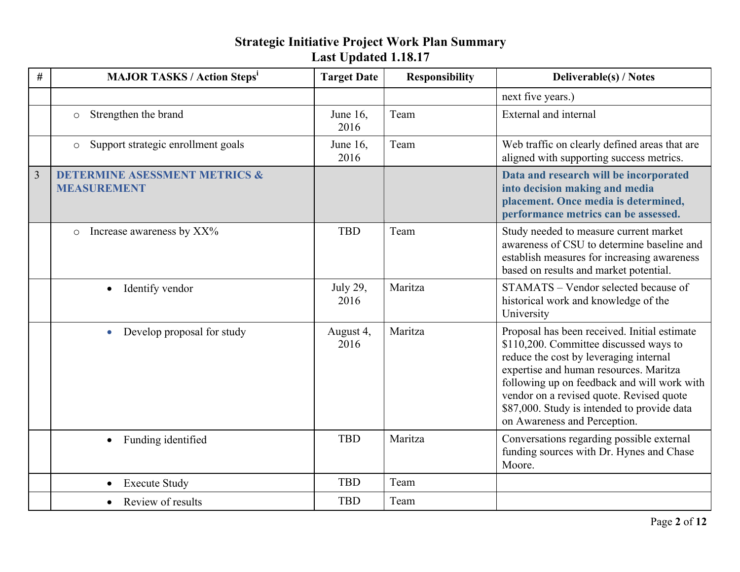# Strategic Initiative Project Work Plan Summary
## Last Updated 1.18.17

| # | MAJOR TASKS / Action Steps[i] | Target Date | Responsibility | Deliverable(s) / Notes |
|---|---|---|---|---|
| | | | | next five years.) |
| | ○ Strengthen the brand | June 16, 2016 | Team | External and internal |
| | ○ Support strategic enrollment goals | June 16, 2016 | Team | Web traffic on clearly defined areas that are aligned with supporting success metrics. |
| 3 | **DETERMINE ASESSMENT METRICS & MEASUREMENT** | | | **Data and research will be incorporated into decision making and media placement. Once media is determined, performance metrics can be assessed.** |
| | ○ Increase awareness by XX% | TBD | Team | Study needed to measure current market awareness of CSU to determine baseline and establish measures for increasing awareness based on results and market potential. |
| | • Identify vendor | July 29, 2016 | Maritza | STAMATS – Vendor selected because of historical work and knowledge of the University |
| | • Develop proposal for study | August 4, 2016 | Maritza | Proposal has been received. Initial estimate $110,200. Committee discussed ways to reduce the cost by leveraging internal expertise and human resources. Maritza following up on feedback and will work with vendor on a revised quote. Revised quote $87,000. Study is intended to provide data on Awareness and Perception. |
| | • Funding identified | TBD | Maritza | Conversations regarding possible external funding sources with Dr. Hynes and Chase Moore. |
| | • Execute Study | TBD | Team | |
| | • Review of results | TBD | Team | |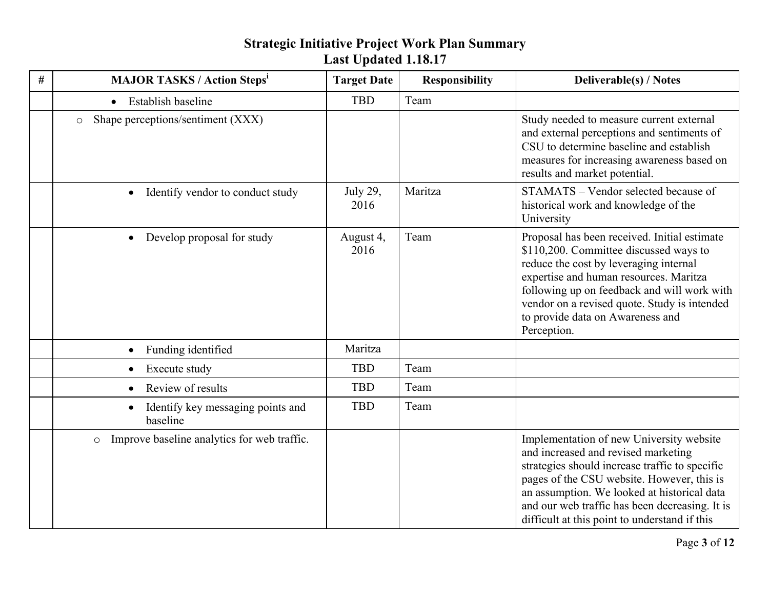## Strategic Initiative Project Work Plan Summary
## Last Updated 1.18.17

| # | MAJOR TASKS / Action Steps[i] | Target Date | Responsibility | Deliverable(s) / Notes |
|---|---|---|---|---|
| | • Establish baseline | TBD | Team | |
| | o Shape perceptions/sentiment (XXX) | | | Study needed to measure current external and external perceptions and sentiments of CSU to determine baseline and establish measures for increasing awareness based on results and market potential. |
| | • Identify vendor to conduct study | July 29, 2016 | Maritza | STAMATS – Vendor selected because of historical work and knowledge of the University |
| | • Develop proposal for study | August 4, 2016 | Team | Proposal has been received. Initial estimate $110,200. Committee discussed ways to reduce the cost by leveraging internal expertise and human resources. Maritza following up on feedback and will work with vendor on a revised quote. Study is intended to provide data on Awareness and Perception. |
| | • Funding identified | Maritza | | |
| | • Execute study | TBD | Team | |
| | • Review of results | TBD | Team | |
| | • Identify key messaging points and baseline | TBD | Team | |
| | o Improve baseline analytics for web traffic. | | | Implementation of new University website and increased and revised marketing strategies should increase traffic to specific pages of the CSU website. However, this is an assumption. We looked at historical data and our web traffic has been decreasing. It is difficult at this point to understand if this |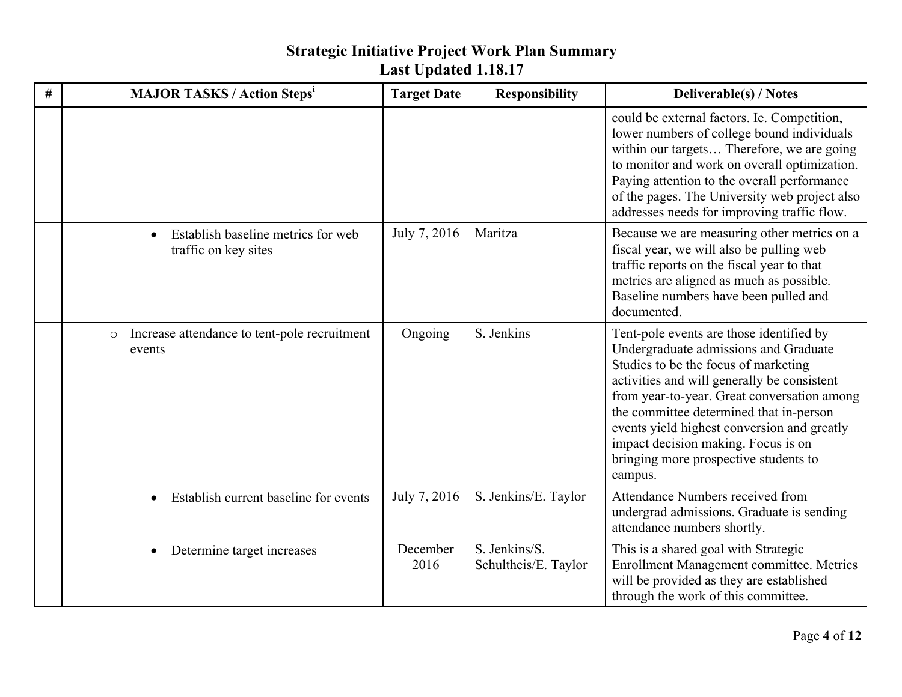# Strategic Initiative Project Work Plan Summary
## Last Updated 1.18.17

| # | MAJOR TASKS / Action Steps[i] | Target Date | Responsibility | Deliverable(s) / Notes |
|---|---|---|---|---|
| | | | | could be external factors. Ie. Competition, lower numbers of college bound individuals within our targets… Therefore, we are going to monitor and work on overall optimization. Paying attention to the overall performance of the pages. The University web project also addresses needs for improving traffic flow. |
| | • Establish baseline metrics for web traffic on key sites | July 7, 2016 | Maritza | Because we are measuring other metrics on a fiscal year, we will also be pulling web traffic reports on the fiscal year to that metrics are aligned as much as possible. Baseline numbers have been pulled and documented. |
| | o Increase attendance to tent-pole recruitment events | Ongoing | S. Jenkins | Tent-pole events are those identified by Undergraduate admissions and Graduate Studies to be the focus of marketing activities and will generally be consistent from year-to-year. Great conversation among the committee determined that in-person events yield highest conversion and greatly impact decision making. Focus is on bringing more prospective students to campus. |
| | • Establish current baseline for events | July 7, 2016 | S. Jenkins/E. Taylor | Attendance Numbers received from undergrad admissions. Graduate is sending attendance numbers shortly. |
| | • Determine target increases | December 2016 | S. Jenkins/S. Schultheis/E. Taylor | This is a shared goal with Strategic Enrollment Management committee. Metrics will be provided as they are established through the work of this committee. |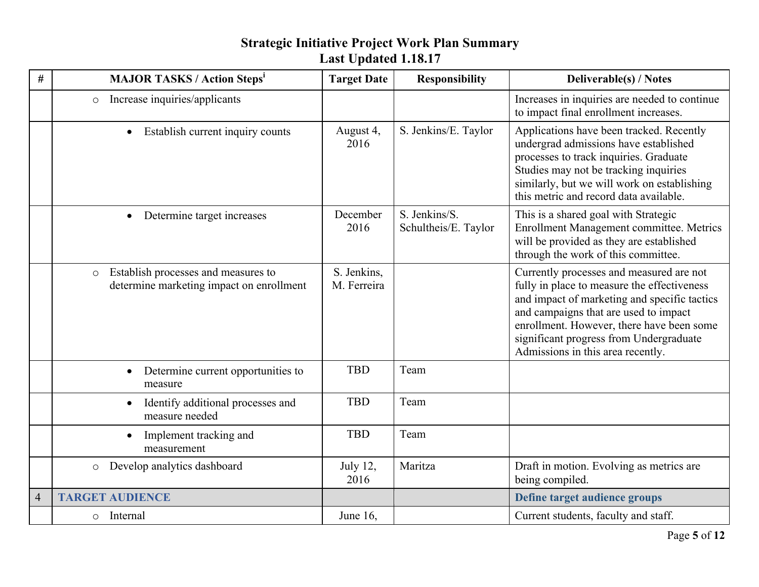# Strategic Initiative Project Work Plan Summary
## Last Updated 1.18.17

| # | MAJOR TASKS / Action Steps[i] | Target Date | Responsibility | Deliverable(s) / Notes |
|---|---|---|---|---|
| | ○ Increase inquiries/applicants | | | Increases in inquiries are needed to continue to impact final enrollment increases. |
| | • Establish current inquiry counts | August 4, 2016 | S. Jenkins/E. Taylor | Applications have been tracked. Recently undergrad admissions have established processes to track inquiries. Graduate Studies may not be tracking inquiries similarly, but we will work on establishing this metric and record data available. |
| | • Determine target increases | December 2016 | S. Jenkins/S. Schultheis/E. Taylor | This is a shared goal with Strategic Enrollment Management committee. Metrics will be provided as they are established through the work of this committee. |
| | ○ Establish processes and measures to determine marketing impact on enrollment | S. Jenkins, M. Ferreira | | Currently processes and measured are not fully in place to measure the effectiveness and impact of marketing and specific tactics and campaigns that are used to impact enrollment. However, there have been some significant progress from Undergraduate Admissions in this area recently. |
| | • Determine current opportunities to measure | TBD | Team | |
| | • Identify additional processes and measure needed | TBD | Team | |
| | • Implement tracking and measurement | TBD | Team | |
| | ○ Develop analytics dashboard | July 12, 2016 | Maritza | Draft in motion. Evolving as metrics are being compiled. |
| 4 | **TARGET AUDIENCE** | | | **Define target audience groups** |
| | ○ Internal | June 16, | | Current students, faculty and staff. |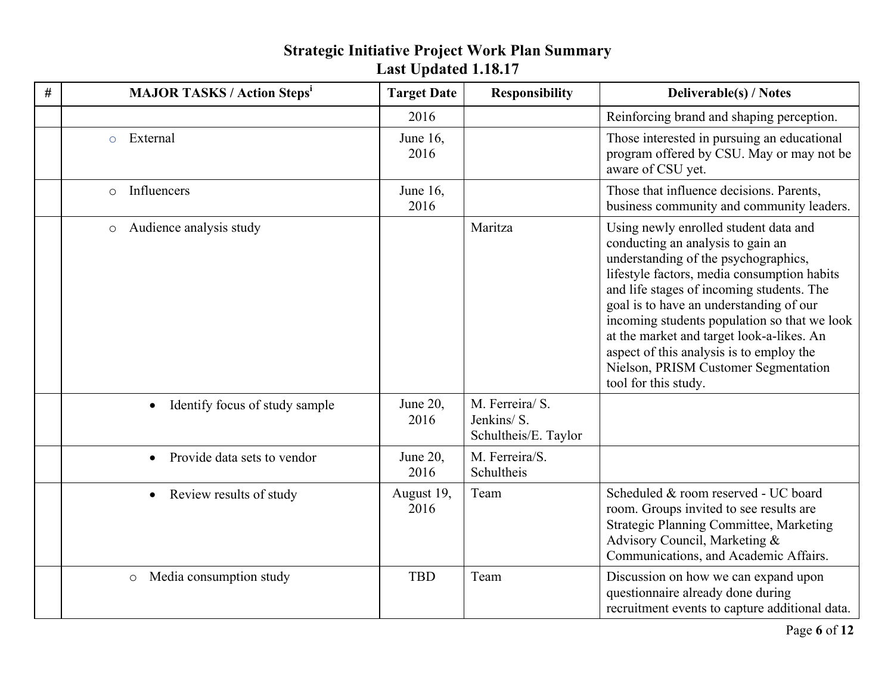## Strategic Initiative Project Work Plan Summary
## Last Updated 1.18.17

| # | MAJOR TASKS / Action Steps[i] | Target Date | Responsibility | Deliverable(s) / Notes |
|---|---|---|---|---|
| | | 2016 | | Reinforcing brand and shaping perception. |
| | ○ External | June 16, 2016 | | Those interested in pursuing an educational program offered by CSU. May or may not be aware of CSU yet. |
| | ○ Influencers | June 16, 2016 | | Those that influence decisions. Parents, business community and community leaders. |
| | ○ Audience analysis study | | Maritza | Using newly enrolled student data and conducting an analysis to gain an understanding of the psychographics, lifestyle factors, media consumption habits and life stages of incoming students. The goal is to have an understanding of our incoming students population so that we look at the market and target look-a-likes. An aspect of this analysis is to employ the Nielson, PRISM Customer Segmentation tool for this study. |
| | • Identify focus of study sample | June 20, 2016 | M. Ferreira/ S. Jenkins/ S. Schultheis/E. Taylor | |
| | • Provide data sets to vendor | June 20, 2016 | M. Ferreira/S. Schultheis | |
| | • Review results of study | August 19, 2016 | Team | Scheduled & room reserved - UC board room. Groups invited to see results are Strategic Planning Committee, Marketing Advisory Council, Marketing & Communications, and Academic Affairs. |
| | ○ Media consumption study | TBD | Team | Discussion on how we can expand upon questionnaire already done during recruitment events to capture additional data. |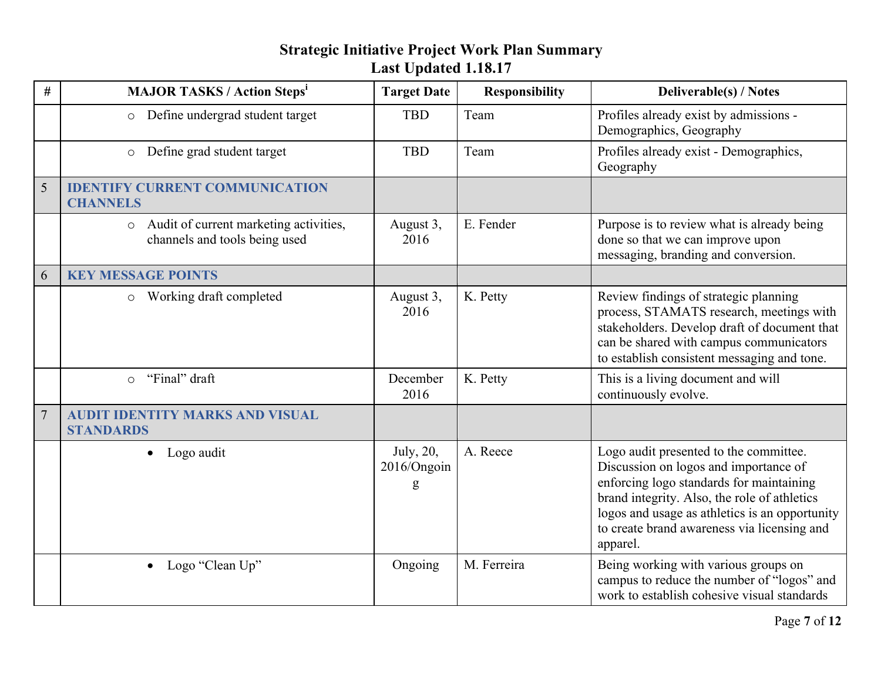# Strategic Initiative Project Work Plan Summary
## Last Updated 1.18.17

| # | MAJOR TASKS / Action Steps[i] | Target Date | Responsibility | Deliverable(s) / Notes |
|---|---|---|---|---|
| | ○ Define undergrad student target | TBD | Team | Profiles already exist by admissions - Demographics, Geography |
| | ○ Define grad student target | TBD | Team | Profiles already exist - Demographics, Geography |
| 5 | **IDENTIFY CURRENT COMMUNICATION CHANNELS** | | | |
| | ○ Audit of current marketing activities, channels and tools being used | August 3, 2016 | E. Fender | Purpose is to review what is already being done so that we can improve upon messaging, branding and conversion. |
| 6 | **KEY MESSAGE POINTS** | | | |
| | ○ Working draft completed | August 3, 2016 | K. Petty | Review findings of strategic planning process, STAMATS research, meetings with stakeholders. Develop draft of document that can be shared with campus communicators to establish consistent messaging and tone. |
| | ○ "Final" draft | December 2016 | K. Petty | This is a living document and will continuously evolve. |
| 7 | **AUDIT IDENTITY MARKS AND VISUAL STANDARDS** | | | |
| | • Logo audit | July, 20, 2016/Ongoing | A. Reece | Logo audit presented to the committee. Discussion on logos and importance of enforcing logo standards for maintaining brand integrity. Also, the role of athletics logos and usage as athletics is an opportunity to create brand awareness via licensing and apparel. |
| | • Logo "Clean Up" | Ongoing | M. Ferreira | Being working with various groups on campus to reduce the number of "logos" and work to establish cohesive visual standards |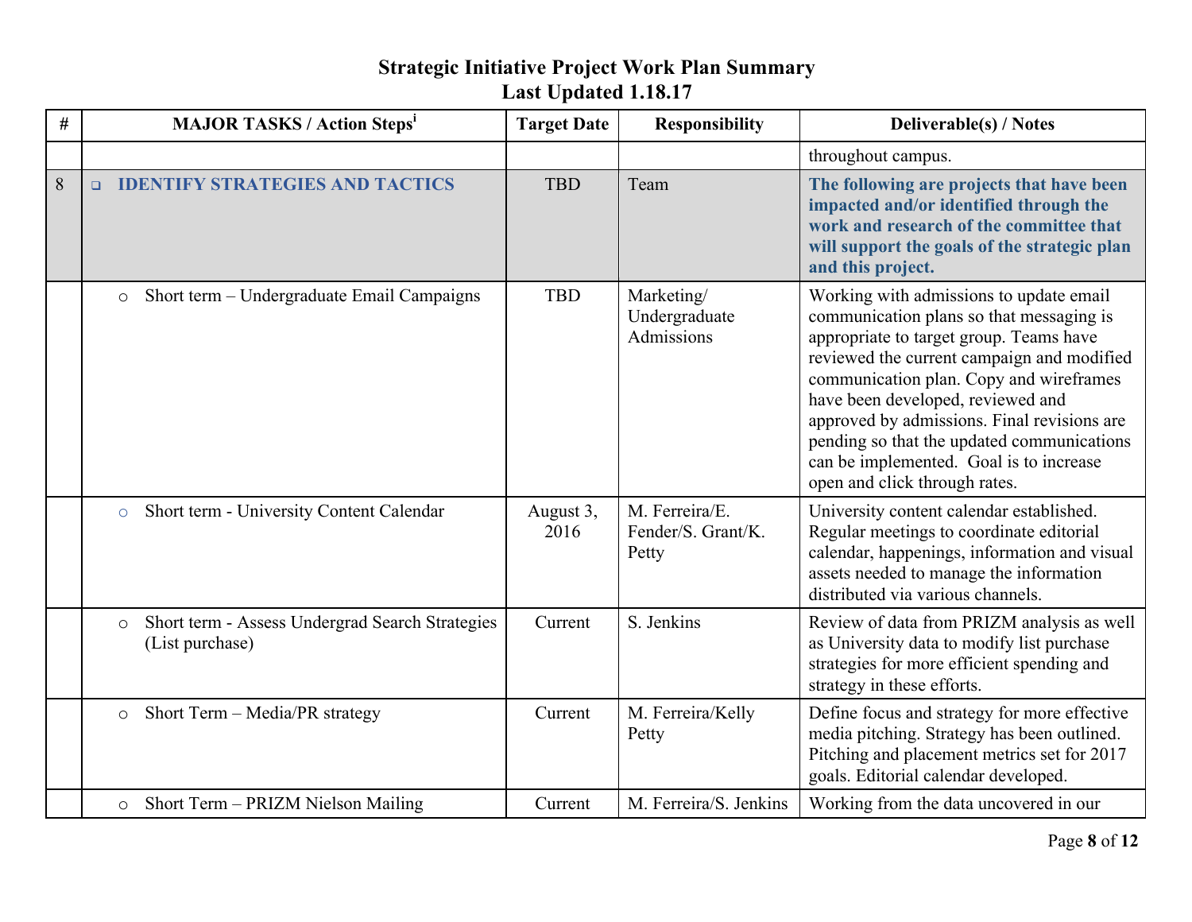# Strategic Initiative Project Work Plan Summary
## Last Updated 1.18.17

| # | MAJOR TASKS / Action Steps[i] | Target Date | Responsibility | Deliverable(s) / Notes |
|---|---|---|---|---|
| | | | | throughout campus. |
| 8 | ❑ **IDENTIFY STRATEGIES AND TACTICS** | TBD | Team | **The following are projects that have been impacted and/or identified through the work and research of the committee that will support the goals of the strategic plan and this project.** |
| | ○ Short term – Undergraduate Email Campaigns | TBD | Marketing/ Undergraduate Admissions | Working with admissions to update email communication plans so that messaging is appropriate to target group. Teams have reviewed the current campaign and modified communication plan. Copy and wireframes have been developed, reviewed and approved by admissions. Final revisions are pending so that the updated communications can be implemented. Goal is to increase open and click through rates. |
| | ○ Short term - University Content Calendar | August 3, 2016 | M. Ferreira/E. Fender/S. Grant/K. Petty | University content calendar established. Regular meetings to coordinate editorial calendar, happenings, information and visual assets needed to manage the information distributed via various channels. |
| | ○ Short term - Assess Undergrad Search Strategies (List purchase) | Current | S. Jenkins | Review of data from PRIZM analysis as well as University data to modify list purchase strategies for more efficient spending and strategy in these efforts. |
| | ○ Short Term – Media/PR strategy | Current | M. Ferreira/Kelly Petty | Define focus and strategy for more effective media pitching. Strategy has been outlined. Pitching and placement metrics set for 2017 goals. Editorial calendar developed. |
| | ○ Short Term – PRIZM Nielson Mailing | Current | M. Ferreira/S. Jenkins | Working from the data uncovered in our |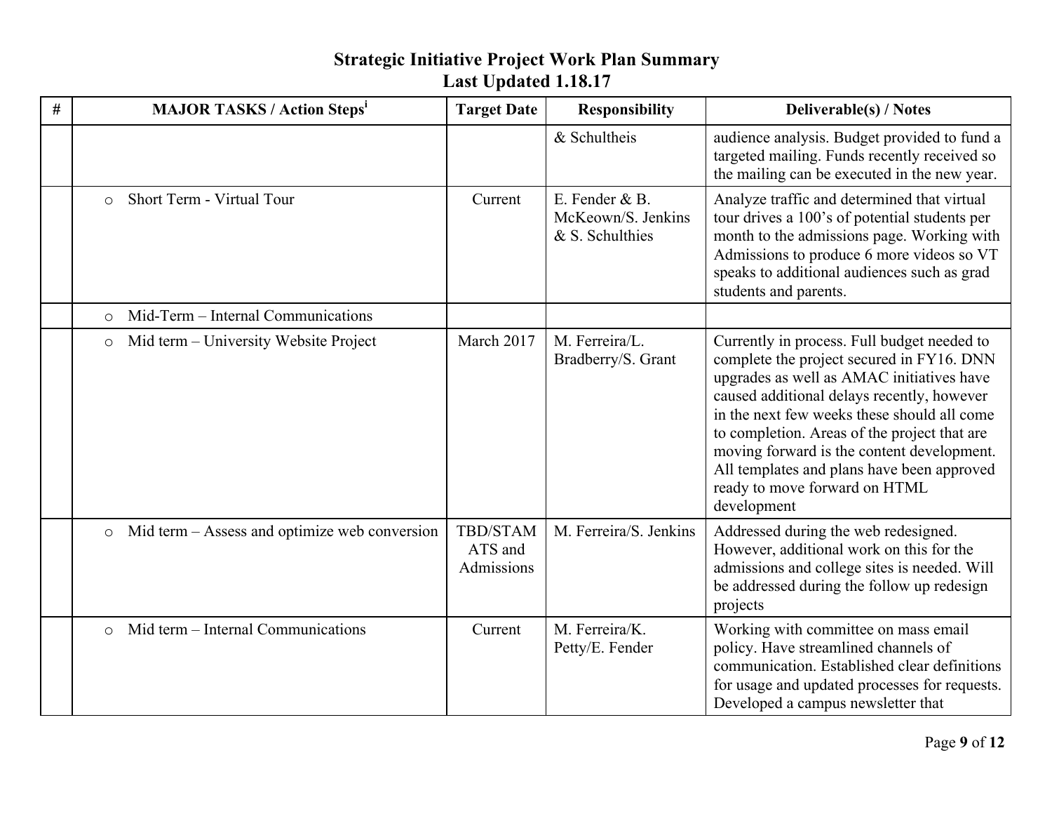# Strategic Initiative Project Work Plan Summary
## Last Updated 1.18.17

| # | MAJOR TASKS / Action Steps[i] | Target Date | Responsibility | Deliverable(s) / Notes |
|---|---|---|---|---|
| | | | & Schultheis | audience analysis. Budget provided to fund a targeted mailing. Funds recently received so the mailing can be executed in the new year. |
| | ○ Short Term - Virtual Tour | Current | E. Fender & B. McKeown/S. Jenkins & S. Schulthies | Analyze traffic and determined that virtual tour drives a 100's of potential students per month to the admissions page. Working with Admissions to produce 6 more videos so VT speaks to additional audiences such as grad students and parents. |
| | ○ Mid-Term – Internal Communications | | | |
| | ○ Mid term – University Website Project | March 2017 | M. Ferreira/L. Bradberry/S. Grant | Currently in process. Full budget needed to complete the project secured in FY16. DNN upgrades as well as AMAC initiatives have caused additional delays recently, however in the next few weeks these should all come to completion. Areas of the project that are moving forward is the content development. All templates and plans have been approved ready to move forward on HTML development |
| | ○ Mid term – Assess and optimize web conversion | TBD/STAMATS and Admissions | M. Ferreira/S. Jenkins | Addressed during the web redesigned. However, additional work on this for the admissions and college sites is needed. Will be addressed during the follow up redesign projects |
| | ○ Mid term – Internal Communications | Current | M. Ferreira/K. Petty/E. Fender | Working with committee on mass email policy. Have streamlined channels of communication. Established clear definitions for usage and updated processes for requests. Developed a campus newsletter that |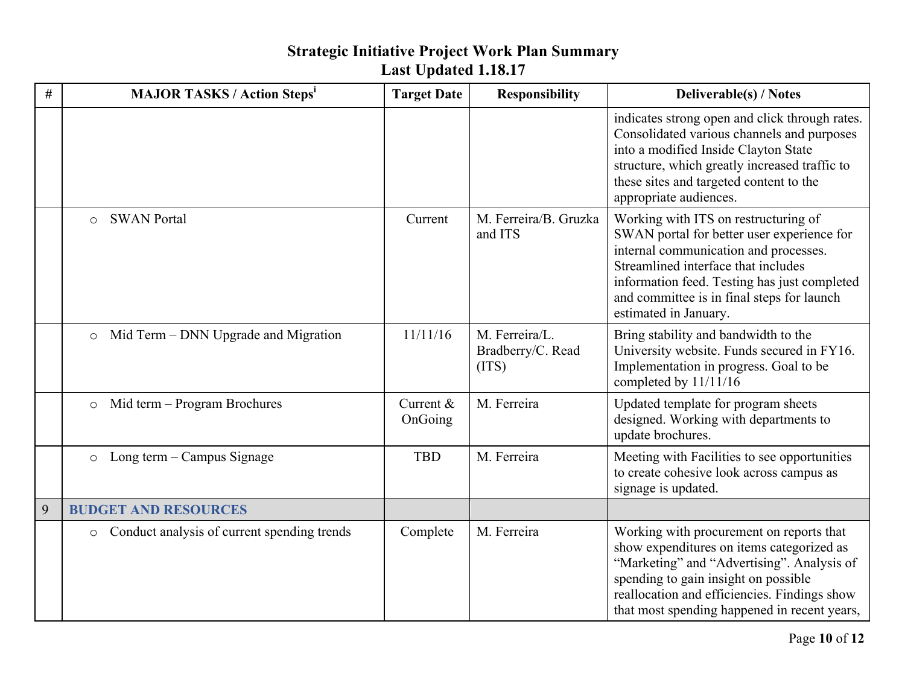# Strategic Initiative Project Work Plan Summary
## Last Updated 1.18.17

| # | MAJOR TASKS / Action Steps[i] | Target Date | Responsibility | Deliverable(s) / Notes |
|---|---|---|---|---|
| | | | | indicates strong open and click through rates. Consolidated various channels and purposes into a modified Inside Clayton State structure, which greatly increased traffic to these sites and targeted content to the appropriate audiences. |
| | ○ SWAN Portal | Current | M. Ferreira/B. Gruzka and ITS | Working with ITS on restructuring of SWAN portal for better user experience for internal communication and processes. Streamlined interface that includes information feed. Testing has just completed and committee is in final steps for launch estimated in January. |
| | ○ Mid Term – DNN Upgrade and Migration | 11/11/16 | M. Ferreira/L. Bradberry/C. Read (ITS) | Bring stability and bandwidth to the University website. Funds secured in FY16. Implementation in progress. Goal to be completed by 11/11/16 |
| | ○ Mid term – Program Brochures | Current & OnGoing | M. Ferreira | Updated template for program sheets designed. Working with departments to update brochures. |
| | ○ Long term – Campus Signage | TBD | M. Ferreira | Meeting with Facilities to see opportunities to create cohesive look across campus as signage is updated. |
| 9 | **BUDGET AND RESOURCES** | | | |
| | ○ Conduct analysis of current spending trends | Complete | M. Ferreira | Working with procurement on reports that show expenditures on items categorized as "Marketing" and "Advertising". Analysis of spending to gain insight on possible reallocation and efficiencies. Findings show that most spending happened in recent years, |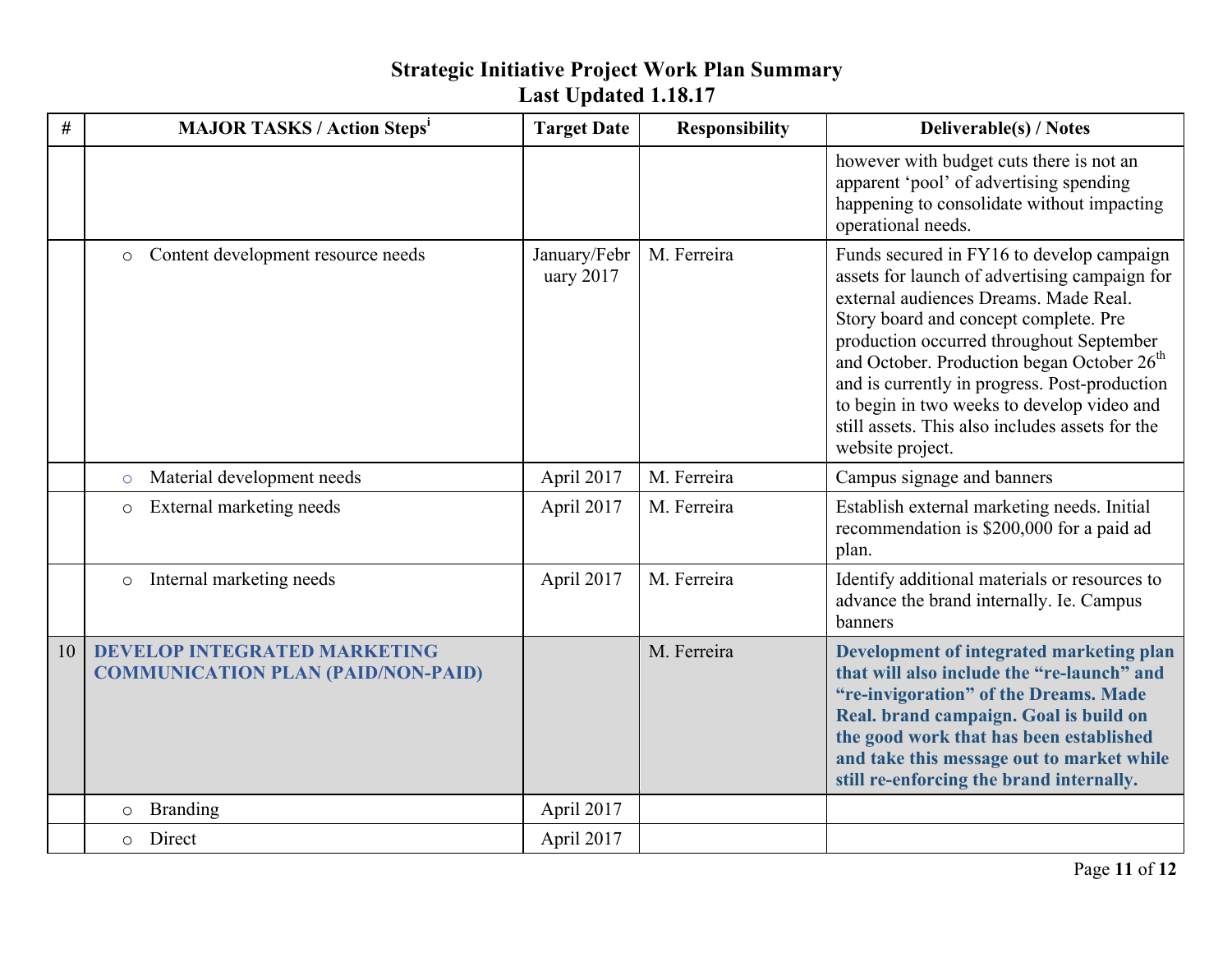# Strategic Initiative Project Work Plan Summary
## Last Updated 1.18.17

| # | MAJOR TASKS / Action Steps[i] | Target Date | Responsibility | Deliverable(s) / Notes |
|---|---|---|---|---|
| | | | | however with budget cuts there is not an apparent 'pool' of advertising spending happening to consolidate without impacting operational needs. |
| | ○ Content development resource needs | January/February 2017 | M. Ferreira | Funds secured in FY16 to develop campaign assets for launch of advertising campaign for external audiences Dreams. Made Real. Story board and concept complete. Pre production occurred throughout September and October. Production began October 26th and is currently in progress. Post-production to begin in two weeks to develop video and still assets. This also includes assets for the website project. |
| | ○ Material development needs | April 2017 | M. Ferreira | Campus signage and banners |
| | ○ External marketing needs | April 2017 | M. Ferreira | Establish external marketing needs. Initial recommendation is $200,000 for a paid ad plan. |
| | ○ Internal marketing needs | April 2017 | M. Ferreira | Identify additional materials or resources to advance the brand internally. Ie. Campus banners |
| 10 | **DEVELOP INTEGRATED MARKETING COMMUNICATION PLAN (PAID/NON-PAID)** | | M. Ferreira | **Development of integrated marketing plan that will also include the "re-launch" and "re-invigoration" of the Dreams. Made Real. brand campaign. Goal is build on the good work that has been established and take this message out to market while still re-enforcing the brand internally.** |
| | ○ Branding | April 2017 | | |
| | ○ Direct | April 2017 | | |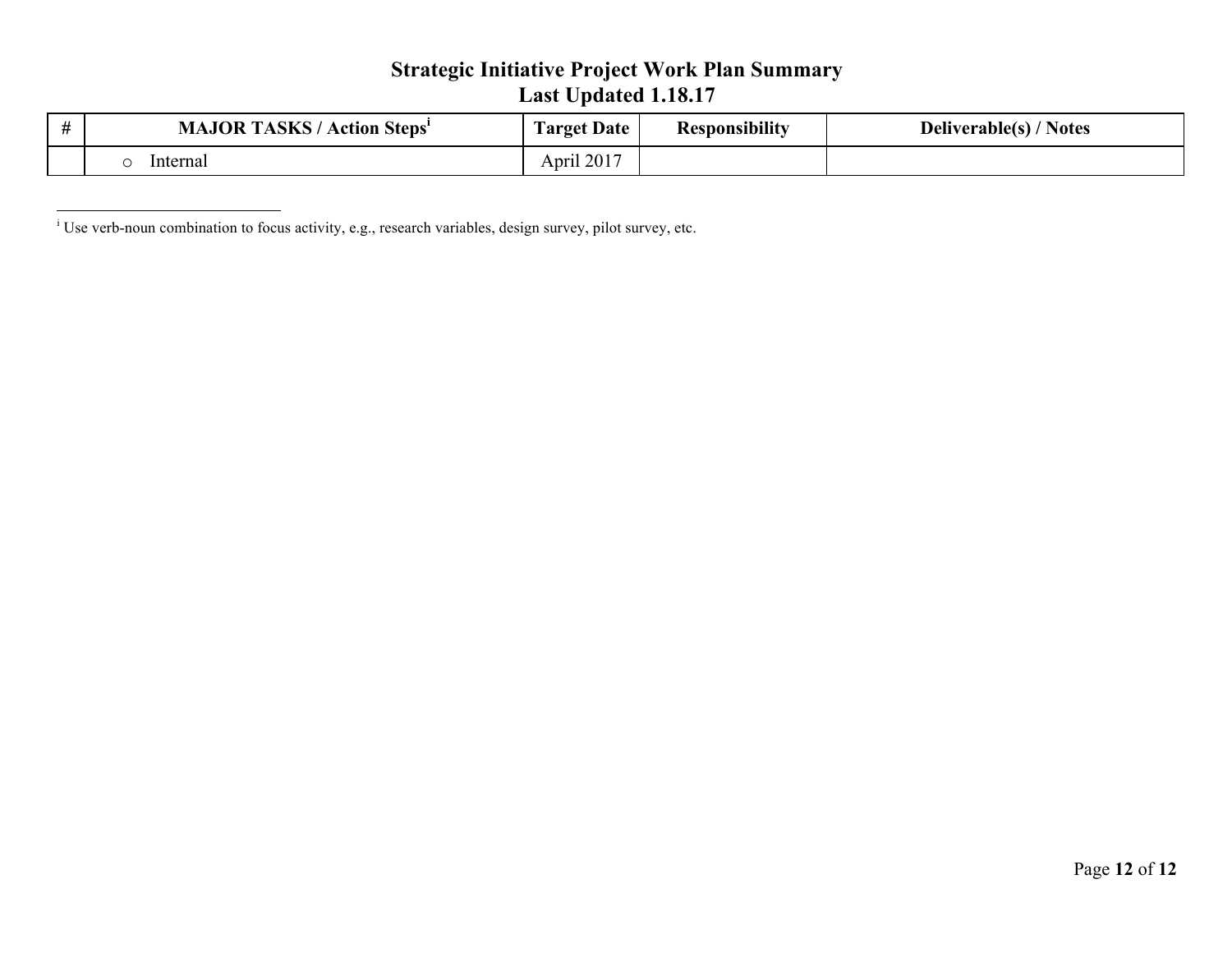**Strategic Initiative Project Work Plan Summary**
**Last Updated 1.18.17**

| # | MAJOR TASKS / Action Steps[i] | Target Date | Responsibility | Deliverable(s) / Notes |
|---|---|---|---|---|
| | o Internal | April 2017 | | |

---

[i] Use verb-noun combination to focus activity, e.g., research variables, design survey, pilot survey, etc.